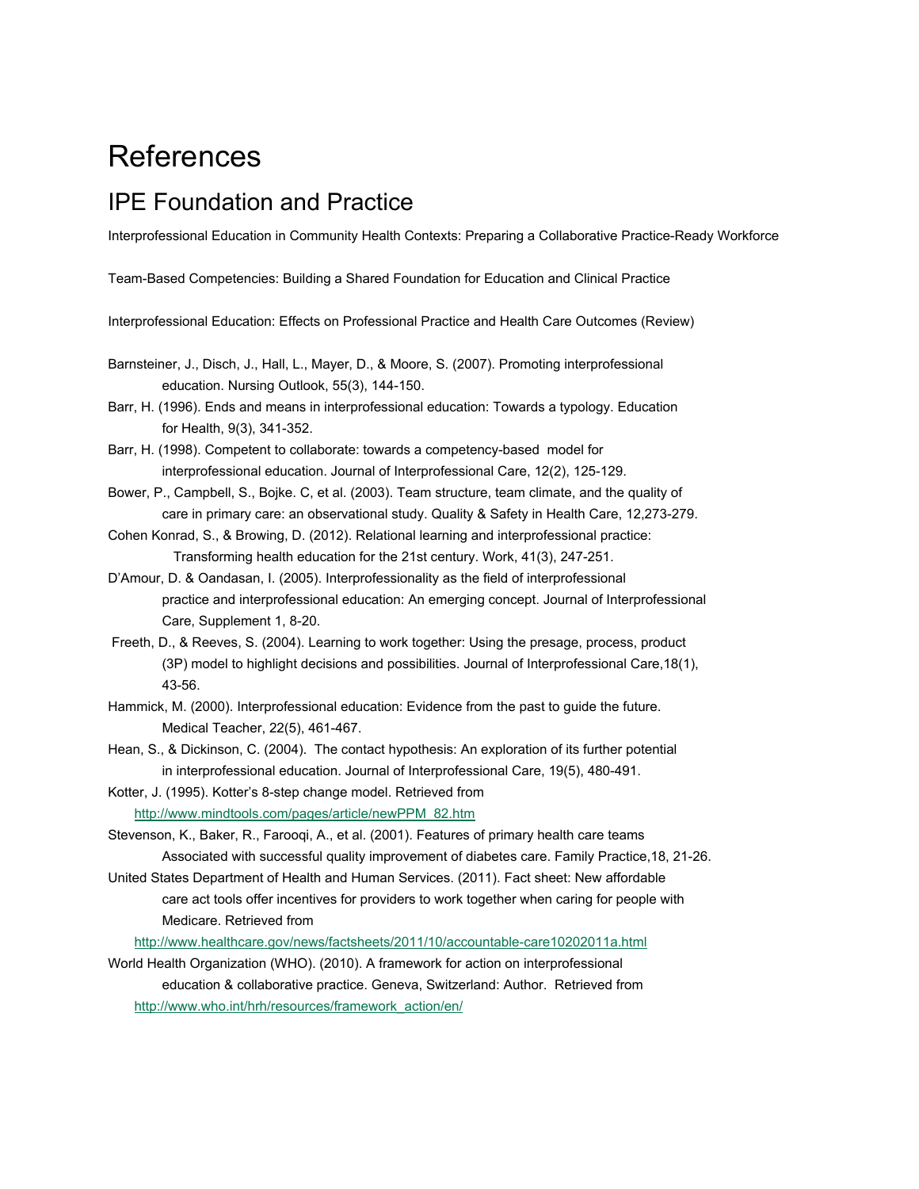# References

## IPE Foundation and Practice

Interprofessional Education in Community Health Contexts: Preparing a Collaborative Practice-Ready Workforce

Team-Based Competencies: Building a Shared Foundation for Education and Clinical Practice

Interprofessional Education: Effects on Professional Practice and Health Care Outcomes (Review)

Barnsteiner, J., Disch, J., Hall, L., Mayer, D., & Moore, S. (2007). Promoting interprofessional education. Nursing Outlook, 55(3), 144-150.

Barr, H. (1996). Ends and means in interprofessional education: Towards a typology. Education for Health, 9(3), 341-352.

Barr, H. (1998). Competent to collaborate: towards a competency-based model for interprofessional education. Journal of Interprofessional Care, 12(2), 125-129.

Bower, P., Campbell, S., Bojke. C, et al. (2003). Team structure, team climate, and the quality of care in primary care: an observational study. Quality & Safety in Health Care, 12,273-279.

Cohen Konrad, S., & Browing, D. (2012). Relational learning and interprofessional practice: Transforming health education for the 21st century. Work, 41(3), 247-251.

D'Amour, D. & Oandasan, I. (2005). Interprofessionality as the field of interprofessional practice and interprofessional education: An emerging concept. Journal of Interprofessional Care, Supplement 1, 8-20.

Freeth, D., & Reeves, S. (2004). Learning to work together: Using the presage, process, product (3P) model to highlight decisions and possibilities. Journal of Interprofessional Care,18(1), 43-56.

Hammick, M. (2000). Interprofessional education: Evidence from the past to guide the future. Medical Teacher, 22(5), 461-467.

Hean, S., & Dickinson, C. (2004). The contact hypothesis: An exploration of its further potential in interprofessional education. Journal of Interprofessional Care, 19(5), 480-491.

Kotter, J. (1995). Kotter's 8-step change model. Retrieved from http://www.mindtools.com/pages/article/newPPM_82.htm

Stevenson, K., Baker, R., Farooqi, A., et al. (2001). Features of primary health care teams Associated with successful quality improvement of diabetes care. Family Practice,18, 21-26.

United States Department of Health and Human Services. (2011). Fact sheet: New affordable care act tools offer incentives for providers to work together when caring for people with Medicare. Retrieved from http://www.healthcare.gov/news/factsheets/2011/10/accountable-care10202011a.html

World Health Organization (WHO). (2010). A framework for action on interprofessional education & collaborative practice. Geneva, Switzerland: Author. Retrieved from http://www.who.int/hrh/resources/framework_action/en/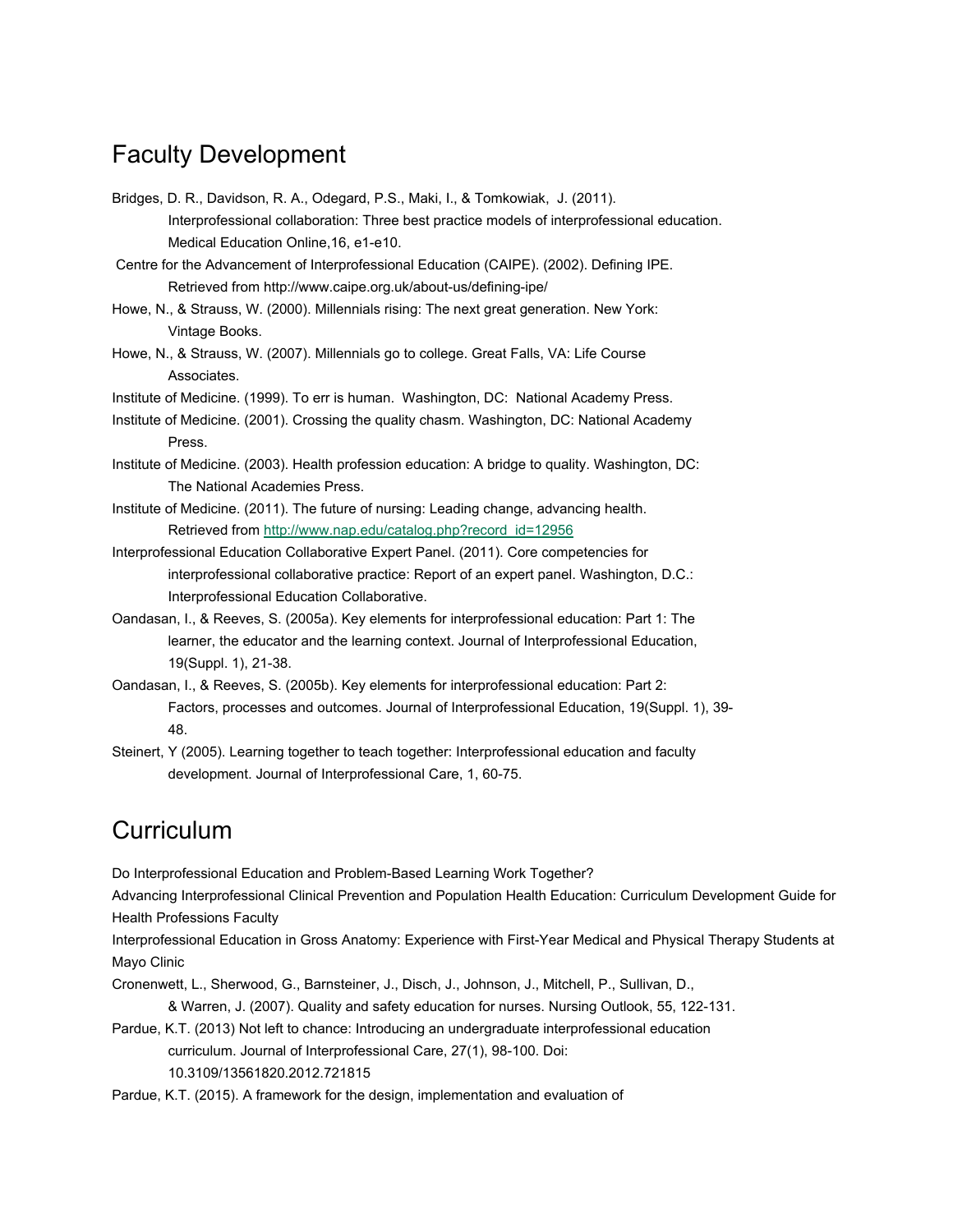## Faculty Development

Bridges, D. R., Davidson, R. A., Odegard, P.S., Maki, I., & Tomkowiak, J. (2011). Interprofessional collaboration: Three best practice models of interprofessional education. Medical Education Online,16, e1-e10.

Centre for the Advancement of Interprofessional Education (CAIPE). (2002). Defining IPE. Retrieved from http://www.caipe.org.uk/about-us/defining-ipe/

Howe, N., & Strauss, W. (2000). Millennials rising: The next great generation. New York: Vintage Books.

Howe, N., & Strauss, W. (2007). Millennials go to college. Great Falls, VA: Life Course Associates.

Institute of Medicine. (1999). To err is human. Washington, DC: National Academy Press.

Institute of Medicine. (2001). Crossing the quality chasm. Washington, DC: National Academy Press.

Institute of Medicine. (2003). Health profession education: A bridge to quality. Washington, DC: The National Academies Press.

Institute of Medicine. (2011). The future of nursing: Leading change, advancing health. Retrieved from http://www.nap.edu/catalog.php?record_id=12956

Interprofessional Education Collaborative Expert Panel. (2011). Core competencies for interprofessional collaborative practice: Report of an expert panel. Washington, D.C.: Interprofessional Education Collaborative.

Oandasan, I., & Reeves, S. (2005a). Key elements for interprofessional education: Part 1: The learner, the educator and the learning context. Journal of Interprofessional Education, 19(Suppl. 1), 21-38.

Oandasan, I., & Reeves, S. (2005b). Key elements for interprofessional education: Part 2: Factors, processes and outcomes. Journal of Interprofessional Education, 19(Suppl. 1), 39-48.

Steinert, Y (2005). Learning together to teach together: Interprofessional education and faculty development. Journal of Interprofessional Care, 1, 60-75.

## Curriculum

Do Interprofessional Education and Problem-Based Learning Work Together?

Advancing Interprofessional Clinical Prevention and Population Health Education: Curriculum Development Guide for Health Professions Faculty

Interprofessional Education in Gross Anatomy: Experience with First-Year Medical and Physical Therapy Students at Mayo Clinic

Cronenwett, L., Sherwood, G., Barnsteiner, J., Disch, J., Johnson, J., Mitchell, P., Sullivan, D., & Warren, J. (2007). Quality and safety education for nurses. Nursing Outlook, 55, 122-131.

Pardue, K.T. (2013) Not left to chance: Introducing an undergraduate interprofessional education curriculum. Journal of Interprofessional Care, 27(1), 98-100. Doi: 10.3109/13561820.2012.721815

Pardue, K.T. (2015). A framework for the design, implementation and evaluation of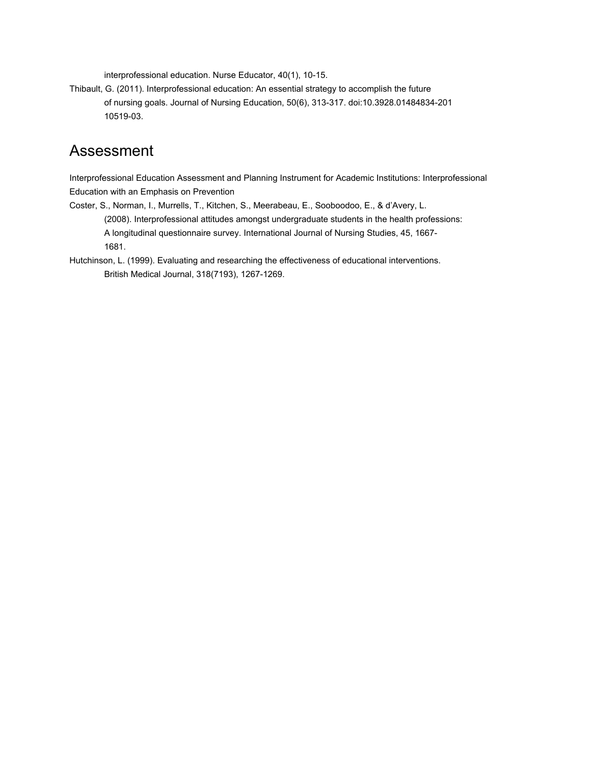interprofessional education. Nurse Educator, 40(1), 10-15.

Thibault, G. (2011). Interprofessional education: An essential strategy to accomplish the future of nursing goals. Journal of Nursing Education, 50(6), 313-317. doi:10.3928.01484834-20110519-03.

## Assessment

Interprofessional Education Assessment and Planning Instrument for Academic Institutions: Interprofessional Education with an Emphasis on Prevention

Coster, S., Norman, I., Murrells, T., Kitchen, S., Meerabeau, E., Sooboodoo, E., & d'Avery, L. (2008). Interprofessional attitudes amongst undergraduate students in the health professions: A longitudinal questionnaire survey. International Journal of Nursing Studies, 45, 1667-1681.

Hutchinson, L. (1999). Evaluating and researching the effectiveness of educational interventions. British Medical Journal, 318(7193), 1267-1269.